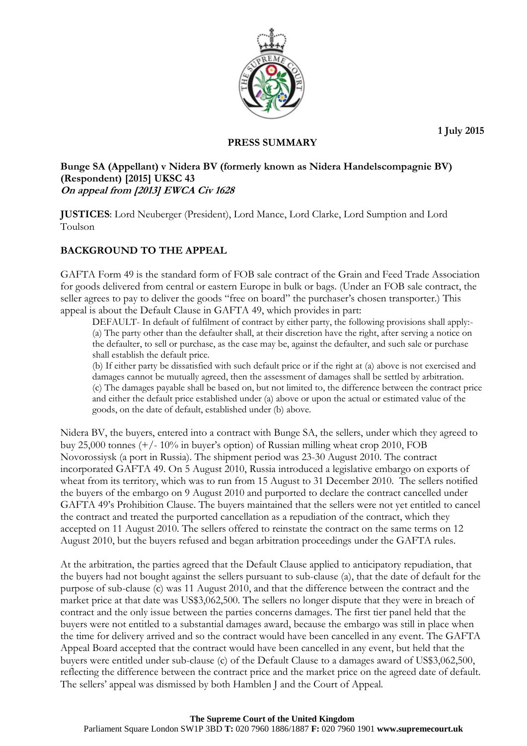1 July 2015

**PRESS SUMMARY**

**Bunge SA (Appellant) v Nidera BV (formerly known as Nidera Handelscompagnie BV) (Respondent) [2015] UKSC 43**
***On appeal from [2013] EWCA Civ 1628***

**JUSTICES**: Lord Neuberger (President), Lord Mance, Lord Clarke, Lord Sumption and Lord Toulson

## BACKGROUND TO THE APPEAL

GAFTA Form 49 is the standard form of FOB sale contract of the Grain and Feed Trade Association for goods delivered from central or eastern Europe in bulk or bags. (Under an FOB sale contract, the seller agrees to pay to deliver the goods "free on board" the purchaser's chosen transporter.) This appeal is about the Default Clause in GAFTA 49, which provides in part:

> DEFAULT- In default of fulfilment of contract by either party, the following provisions shall apply:-
> (a) The party other than the defaulter shall, at their discretion have the right, after serving a notice on the defaulter, to sell or purchase, as the case may be, against the defaulter, and such sale or purchase shall establish the default price.
> (b) If either party be dissatisfied with such default price or if the right at (a) above is not exercised and damages cannot be mutually agreed, then the assessment of damages shall be settled by arbitration.
> (c) The damages payable shall be based on, but not limited to, the difference between the contract price and either the default price established under (a) above or upon the actual or estimated value of the goods, on the date of default, established under (b) above.

Nidera BV, the buyers, entered into a contract with Bunge SA, the sellers, under which they agreed to buy 25,000 tonnes (+/- 10% in buyer's option) of Russian milling wheat crop 2010, FOB Novorossiysk (a port in Russia). The shipment period was 23-30 August 2010. The contract incorporated GAFTA 49. On 5 August 2010, Russia introduced a legislative embargo on exports of wheat from its territory, which was to run from 15 August to 31 December 2010. The sellers notified the buyers of the embargo on 9 August 2010 and purported to declare the contract cancelled under GAFTA 49's Prohibition Clause. The buyers maintained that the sellers were not yet entitled to cancel the contract and treated the purported cancellation as a repudiation of the contract, which they accepted on 11 August 2010. The sellers offered to reinstate the contract on the same terms on 12 August 2010, but the buyers refused and began arbitration proceedings under the GAFTA rules.

At the arbitration, the parties agreed that the Default Clause applied to anticipatory repudiation, that the buyers had not bought against the sellers pursuant to sub-clause (a), that the date of default for the purpose of sub-clause (c) was 11 August 2010, and that the difference between the contract and the market price at that date was US$3,062,500. The sellers no longer dispute that they were in breach of contract and the only issue between the parties concerns damages. The first tier panel held that the buyers were not entitled to a substantial damages award, because the embargo was still in place when the time for delivery arrived and so the contract would have been cancelled in any event. The GAFTA Appeal Board accepted that the contract would have been cancelled in any event, but held that the buyers were entitled under sub-clause (c) of the Default Clause to a damages award of US$3,062,500, reflecting the difference between the contract price and the market price on the agreed date of default. The sellers' appeal was dismissed by both Hamblen J and the Court of Appeal.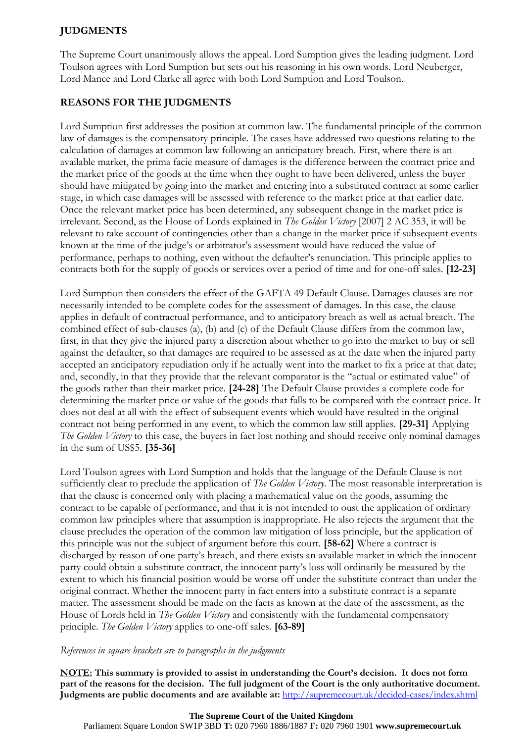## JUDGMENTS

The Supreme Court unanimously allows the appeal. Lord Sumption gives the leading judgment. Lord Toulson agrees with Lord Sumption but sets out his reasoning in his own words. Lord Neuberger, Lord Mance and Lord Clarke all agree with both Lord Sumption and Lord Toulson.

## REASONS FOR THE JUDGMENTS

Lord Sumption first addresses the position at common law. The fundamental principle of the common law of damages is the compensatory principle. The cases have addressed two questions relating to the calculation of damages at common law following an anticipatory breach. First, where there is an available market, the prima facie measure of damages is the difference between the contract price and the market price of the goods at the time when they ought to have been delivered, unless the buyer should have mitigated by going into the market and entering into a substituted contract at some earlier stage, in which case damages will be assessed with reference to the market price at that earlier date. Once the relevant market price has been determined, any subsequent change in the market price is irrelevant. Second, as the House of Lords explained in *The Golden Victory* [2007] 2 AC 353, it will be relevant to take account of contingencies other than a change in the market price if subsequent events known at the time of the judge's or arbitrator's assessment would have reduced the value of performance, perhaps to nothing, even without the defaulter's renunciation. This principle applies to contracts both for the supply of goods or services over a period of time and for one-off sales. **[12-23]**

Lord Sumption then considers the effect of the GAFTA 49 Default Clause. Damages clauses are not necessarily intended to be complete codes for the assessment of damages. In this case, the clause applies in default of contractual performance, and to anticipatory breach as well as actual breach. The combined effect of sub-clauses (a), (b) and (c) of the Default Clause differs from the common law, first, in that they give the injured party a discretion about whether to go into the market to buy or sell against the defaulter, so that damages are required to be assessed as at the date when the injured party accepted an anticipatory repudiation only if he actually went into the market to fix a price at that date; and, secondly, in that they provide that the relevant comparator is the "actual or estimated value" of the goods rather than their market price. **[24-28]** The Default Clause provides a complete code for determining the market price or value of the goods that falls to be compared with the contract price. It does not deal at all with the effect of subsequent events which would have resulted in the original contract not being performed in any event, to which the common law still applies. **[29-31]** Applying *The Golden Victory* to this case, the buyers in fact lost nothing and should receive only nominal damages in the sum of US$5. **[35-36]**

Lord Toulson agrees with Lord Sumption and holds that the language of the Default Clause is not sufficiently clear to preclude the application of *The Golden Victory*. The most reasonable interpretation is that the clause is concerned only with placing a mathematical value on the goods, assuming the contract to be capable of performance, and that it is not intended to oust the application of ordinary common law principles where that assumption is inappropriate. He also rejects the argument that the clause precludes the operation of the common law mitigation of loss principle, but the application of this principle was not the subject of argument before this court. **[58-62]** Where a contract is discharged by reason of one party's breach, and there exists an available market in which the innocent party could obtain a substitute contract, the innocent party's loss will ordinarily be measured by the extent to which his financial position would be worse off under the substitute contract than under the original contract. Whether the innocent party in fact enters into a substitute contract is a separate matter. The assessment should be made on the facts as known at the date of the assessment, as the House of Lords held in *The Golden Victory* and consistently with the fundamental compensatory principle. *The Golden Victory* applies to one-off sales. **[63-89]**

*References in square brackets are to paragraphs in the judgments*

**NOTE: This summary is provided to assist in understanding the Court's decision. It does not form part of the reasons for the decision. The full judgment of the Court is the only authoritative document. Judgments are public documents and are available at:** http://supremecourt.uk/decided-cases/index.shtml

**The Supreme Court of the United Kingdom**
Parliament Square London SW1P 3BD **T:** 020 7960 1886/1887 **F:** 020 7960 1901 **www.supremecourt.uk**